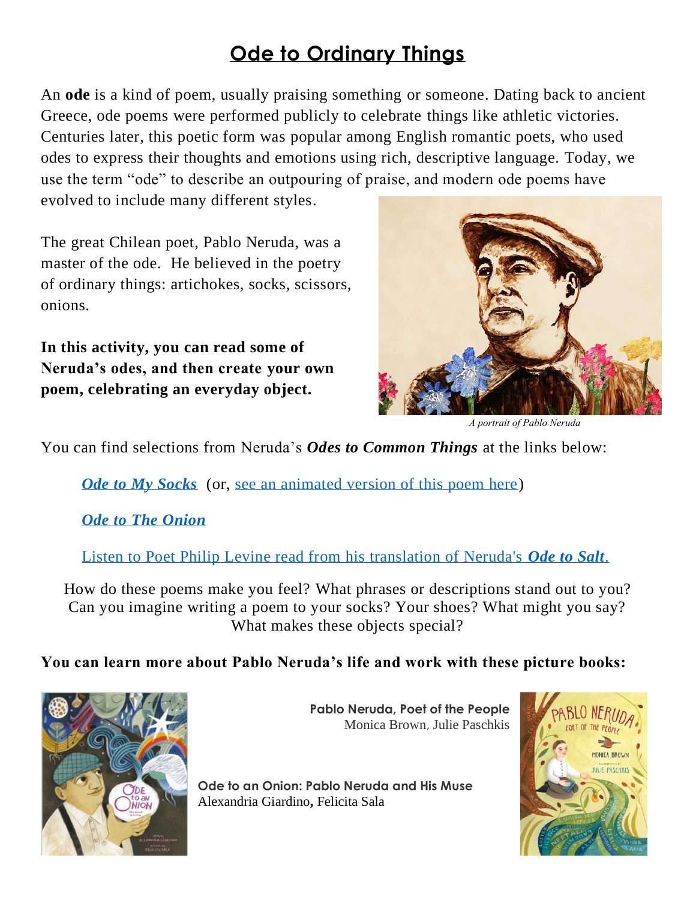# Ode to Ordinary Things

An **ode** is a kind of poem, usually praising something or someone. Dating back to ancient Greece, ode poems were performed publicly to celebrate things like athletic victories. Centuries later, this poetic form was popular among English romantic poets, who used odes to express their thoughts and emotions using rich, descriptive language. Today, we use the term "ode" to describe an outpouring of praise, and modern ode poems have evolved to include many different styles.

The great Chilean poet, Pablo Neruda, was a master of the ode. He believed in the poetry of ordinary things: artichokes, socks, scissors, onions.

**In this activity, you can read some of Neruda's odes, and then create your own poem, celebrating an everyday object.**

*A portrait of Pablo Neruda*

You can find selections from Neruda's ***Odes to Common Things*** at the links below:

***Ode to My Socks*** (or, see an animated version of this poem here)

***Ode to The Onion***

Listen to Poet Philip Levine read from his translation of Neruda's ***Ode to Salt***.

How do these poems make you feel? What phrases or descriptions stand out to you? Can you imagine writing a poem to your socks? Your shoes? What might you say? What makes these objects special?

**You can learn more about Pablo Neruda's life and work with these picture books:**

**Pablo Neruda, Poet of the People**
Monica Brown, Julie Paschkis

**Ode to an Onion: Pablo Neruda and His Muse**
Alexandria Giardino, Felicita Sala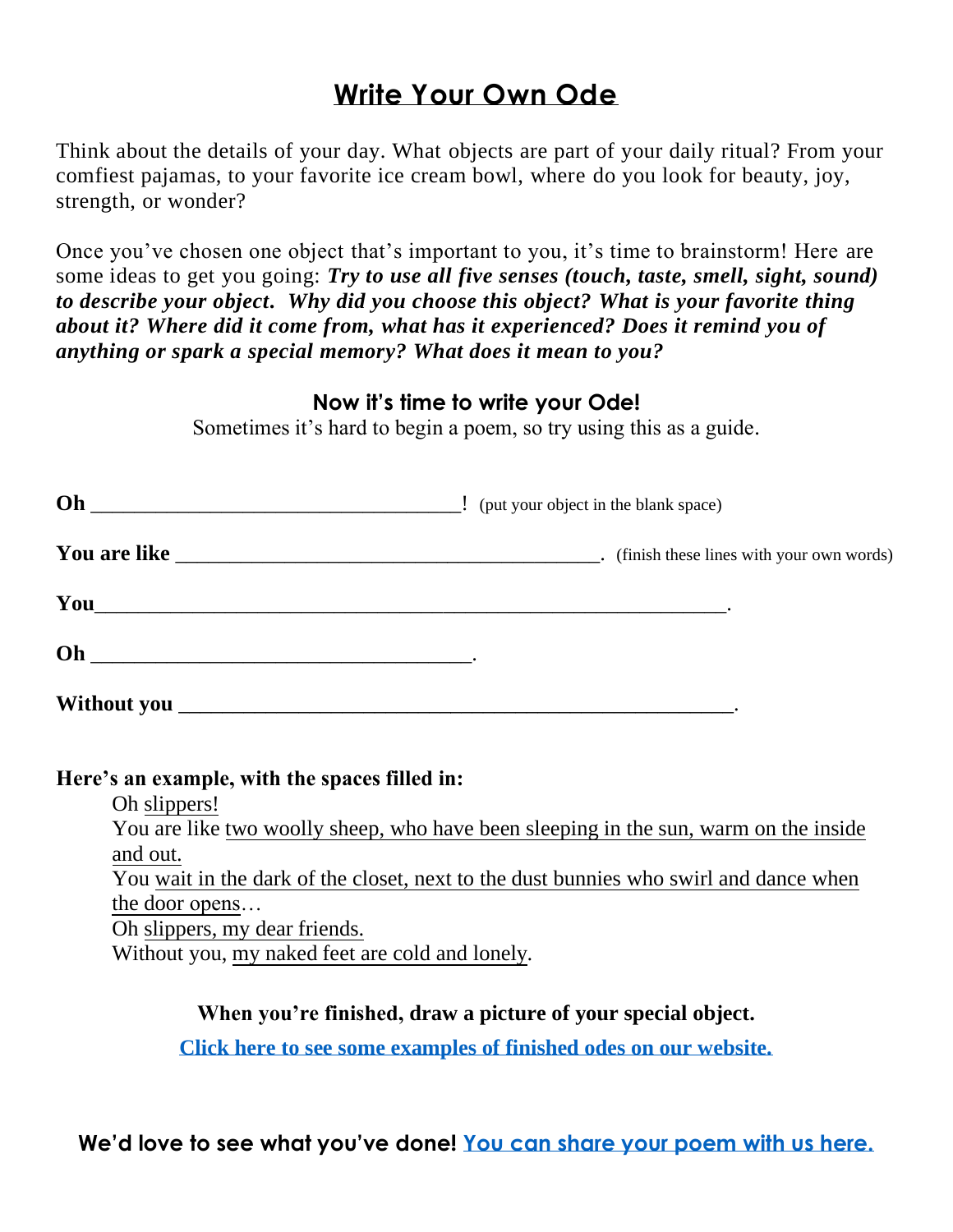# Write Your Own Ode

Think about the details of your day. What objects are part of your daily ritual? From your comfiest pajamas, to your favorite ice cream bowl, where do you look for beauty, joy, strength, or wonder?

Once you've chosen one object that's important to you, it's time to brainstorm! Here are some ideas to get you going: ***Try to use all five senses (touch, taste, smell, sight, sound) to describe your object. Why did you choose this object? What is your favorite thing about it? Where did it come from, what has it experienced? Does it remind you of anything or spark a special memory? What does it mean to you?***

### Now it's time to write your Ode!

Sometimes it's hard to begin a poem, so try using this as a guide.

**Oh** ____________________________________! (put your object in the blank space)

**You are like** _________________________________________. (finish these lines with your own words)

**You**______________________________________________________________.

**Oh** ____________________________________.

**Without you** ______________________________________________________.

**Here's an example, with the spaces filled in:**

Oh slippers!
You are like two woolly sheep, who have been sleeping in the sun, warm on the inside and out.
You wait in the dark of the closet, next to the dust bunnies who swirl and dance when the door opens…
Oh slippers, my dear friends.
Without you, my naked feet are cold and lonely.

**When you're finished, draw a picture of your special object.**

**Click here to see some examples of finished odes on our website.**

**We'd love to see what you've done! You can share your poem with us here.**